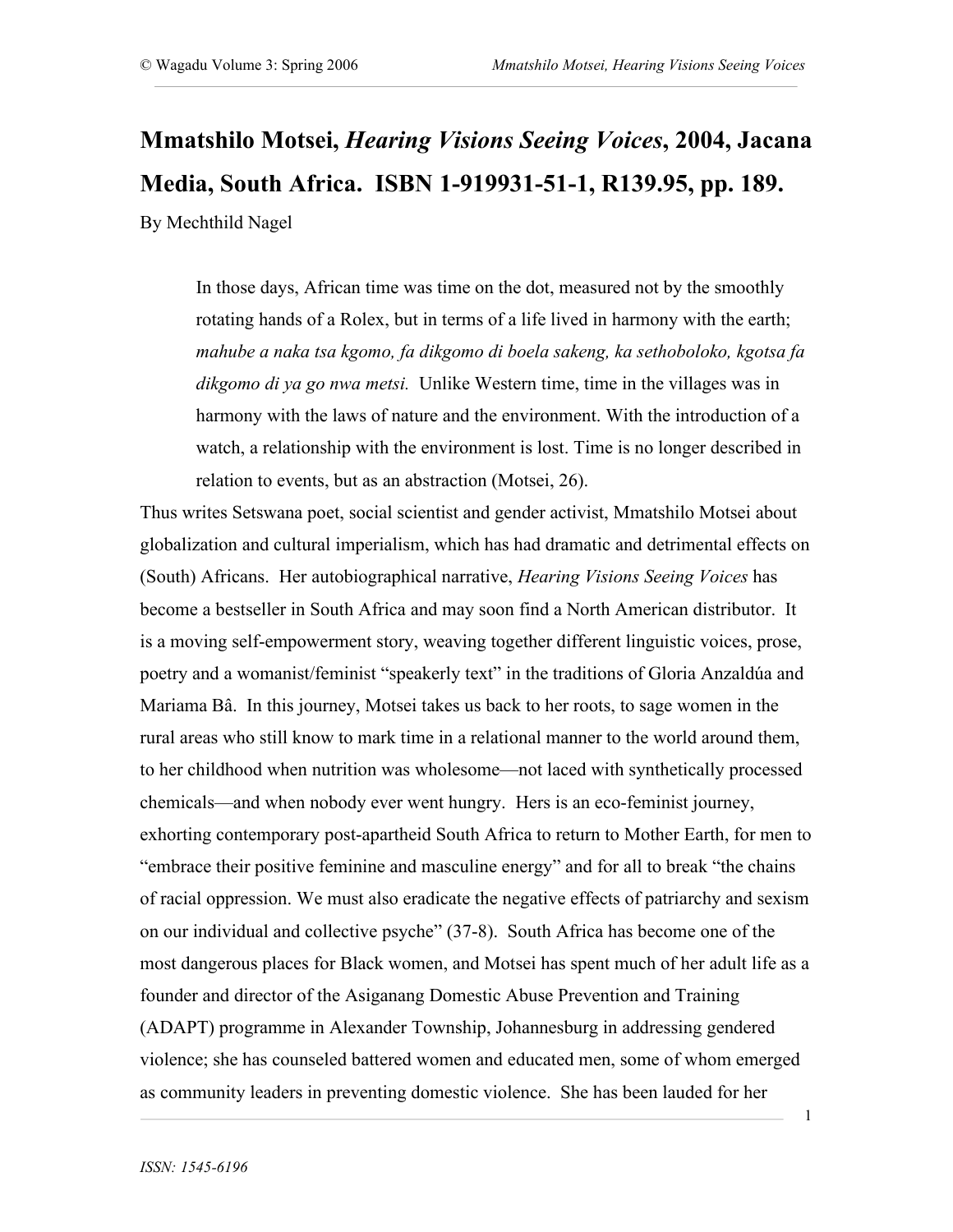# Mmatshilo Motsei, *Hearing Visions Seeing Voices*, 2004, Jacana Media, South Africa. ISBN 1-919931-51-1, R139.95, pp. 189.

By Mechthild Nagel

> In those days, African time was time on the dot, measured not by the smoothly rotating hands of a Rolex, but in terms of a life lived in harmony with the earth; *mahube a naka tsa kgomo, fa dikgomo di boela sakeng, ka sethoboloko, kgotsa fa dikgomo di ya go nwa metsi.* Unlike Western time, time in the villages was in harmony with the laws of nature and the environment. With the introduction of a watch, a relationship with the environment is lost. Time is no longer described in relation to events, but as an abstraction (Motsei, 26).

Thus writes Setswana poet, social scientist and gender activist, Mmatshilo Motsei about globalization and cultural imperialism, which has had dramatic and detrimental effects on (South) Africans. Her autobiographical narrative, *Hearing Visions Seeing Voices* has become a bestseller in South Africa and may soon find a North American distributor. It is a moving self-empowerment story, weaving together different linguistic voices, prose, poetry and a womanist/feminist "speakerly text" in the traditions of Gloria Anzaldúa and Mariama Bâ. In this journey, Motsei takes us back to her roots, to sage women in the rural areas who still know to mark time in a relational manner to the world around them, to her childhood when nutrition was wholesome—not laced with synthetically processed chemicals—and when nobody ever went hungry. Hers is an eco-feminist journey, exhorting contemporary post-apartheid South Africa to return to Mother Earth, for men to "embrace their positive feminine and masculine energy" and for all to break "the chains of racial oppression. We must also eradicate the negative effects of patriarchy and sexism on our individual and collective psyche" (37-8). South Africa has become one of the most dangerous places for Black women, and Motsei has spent much of her adult life as a founder and director of the Asiganang Domestic Abuse Prevention and Training (ADAPT) programme in Alexander Township, Johannesburg in addressing gendered violence; she has counseled battered women and educated men, some of whom emerged as community leaders in preventing domestic violence. She has been lauded for her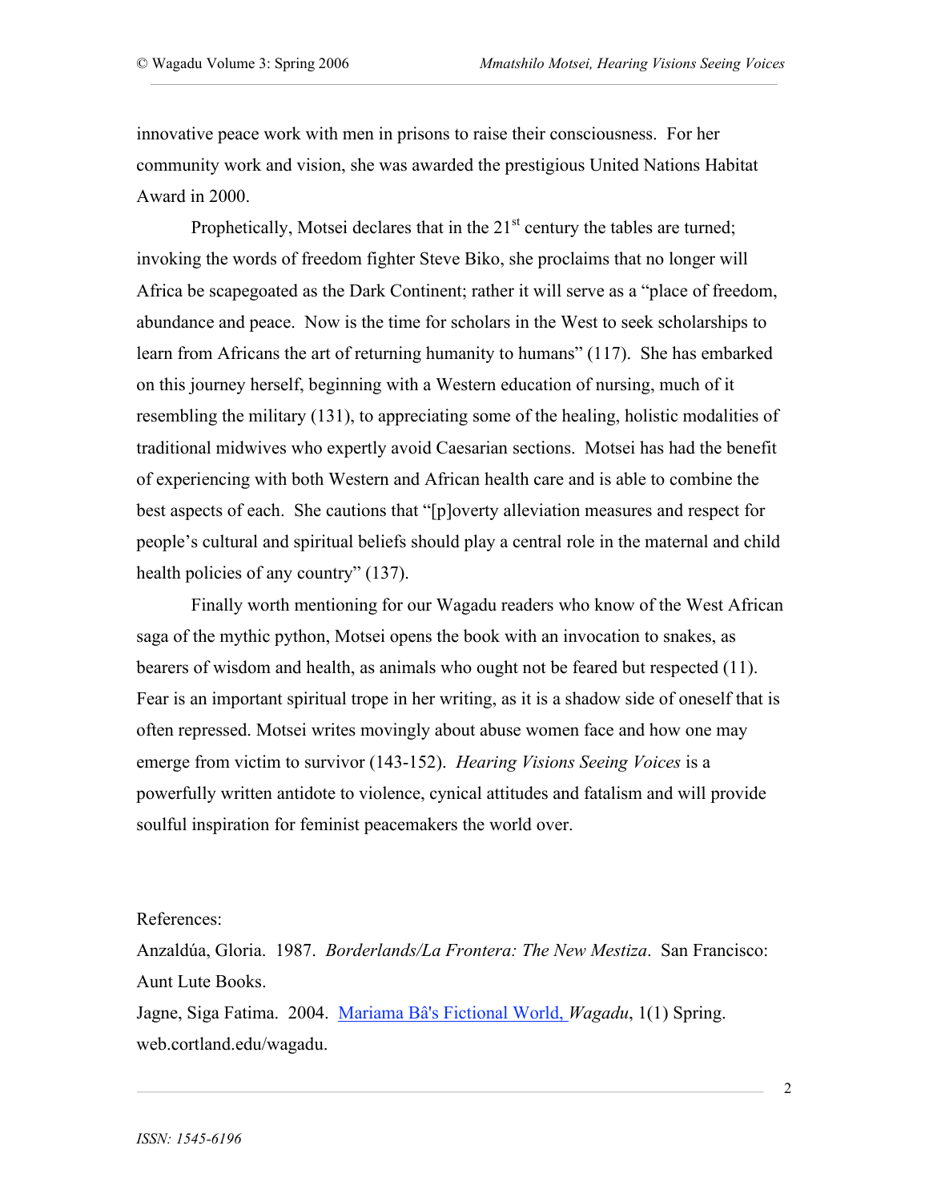innovative peace work with men in prisons to raise their consciousness. For her community work and vision, she was awarded the prestigious United Nations Habitat Award in 2000.

Prophetically, Motsei declares that in the 21st century the tables are turned; invoking the words of freedom fighter Steve Biko, she proclaims that no longer will Africa be scapegoated as the Dark Continent; rather it will serve as a "place of freedom, abundance and peace. Now is the time for scholars in the West to seek scholarships to learn from Africans the art of returning humanity to humans" (117). She has embarked on this journey herself, beginning with a Western education of nursing, much of it resembling the military (131), to appreciating some of the healing, holistic modalities of traditional midwives who expertly avoid Caesarian sections. Motsei has had the benefit of experiencing with both Western and African health care and is able to combine the best aspects of each. She cautions that "[p]overty alleviation measures and respect for people's cultural and spiritual beliefs should play a central role in the maternal and child health policies of any country" (137).

Finally worth mentioning for our Wagadu readers who know of the West African saga of the mythic python, Motsei opens the book with an invocation to snakes, as bearers of wisdom and health, as animals who ought not be feared but respected (11). Fear is an important spiritual trope in her writing, as it is a shadow side of oneself that is often repressed. Motsei writes movingly about abuse women face and how one may emerge from victim to survivor (143-152). *Hearing Visions Seeing Voices* is a powerfully written antidote to violence, cynical attitudes and fatalism and will provide soulful inspiration for feminist peacemakers the world over.

References:

Anzaldúa, Gloria. 1987. *Borderlands/La Frontera: The New Mestiza*. San Francisco: Aunt Lute Books.

Jagne, Siga Fatima. 2004. Mariama Bâ's Fictional World, *Wagadu*, 1(1) Spring. web.cortland.edu/wagadu.